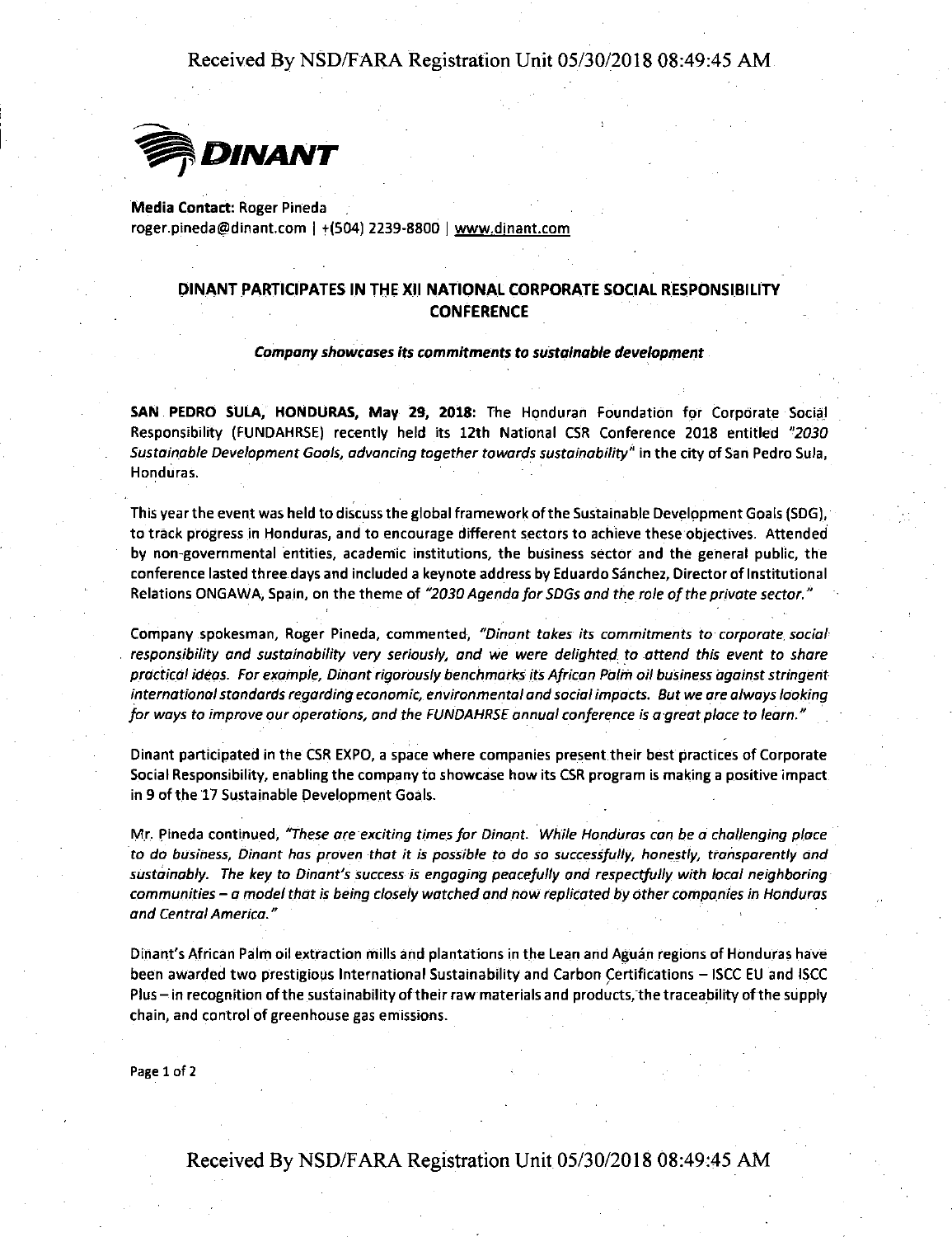**DINANT**

**Media Contact:** Roger Pineda
roger.pineda@dinant.com | +(504) 2239-8800 | www.dinant.com

## DINANT PARTICIPATES IN THE XII NATIONAL CORPORATE SOCIAL RESPONSIBILITY CONFERENCE

***Company showcases its commitments to sustainable development***

**SAN PEDRO SULA, HONDURAS, May 29, 2018:** The Honduran Foundation for Corporate Social Responsibility (FUNDAHRSE) recently held its 12th National CSR Conference 2018 entitled *"2030 Sustainable Development Goals, advancing together towards sustainability"* in the city of San Pedro Sula, Honduras.

This year the event was held to discuss the global framework of the Sustainable Development Goals (SDG), to track progress in Honduras, and to encourage different sectors to achieve these objectives. Attended by non-governmental entities, academic institutions, the business sector and the general public, the conference lasted three days and included a keynote address by Eduardo Sánchez, Director of Institutional Relations ONGAWA, Spain, on the theme of *"2030 Agenda for SDGs and the role of the private sector."*

Company spokesman, Roger Pineda, commented, *"Dinant takes its commitments to corporate social responsibility and sustainability very seriously, and we were delighted to attend this event to share practical ideas. For example, Dinant rigorously benchmarks its African Palm oil business against stringent international standards regarding economic, environmental and social impacts. But we are always looking for ways to improve our operations, and the FUNDAHRSE annual conference is a great place to learn."*

Dinant participated in the CSR EXPO, a space where companies present their best practices of Corporate Social Responsibility, enabling the company to showcase how its CSR program is making a positive impact in 9 of the 17 Sustainable Development Goals.

Mr. Pineda continued, *"These are exciting times for Dinant. While Honduras can be a challenging place to do business, Dinant has proven that it is possible to do so successfully, honestly, transparently and sustainably. The key to Dinant's success is engaging peacefully and respectfully with local neighboring communities – a model that is being closely watched and now replicated by other companies in Honduras and Central America."*

Dinant's African Palm oil extraction mills and plantations in the Lean and Aguán regions of Honduras have been awarded two prestigious International Sustainability and Carbon Certifications – ISCC EU and ISCC Plus – in recognition of the sustainability of their raw materials and products, the traceability of the supply chain, and control of greenhouse gas emissions.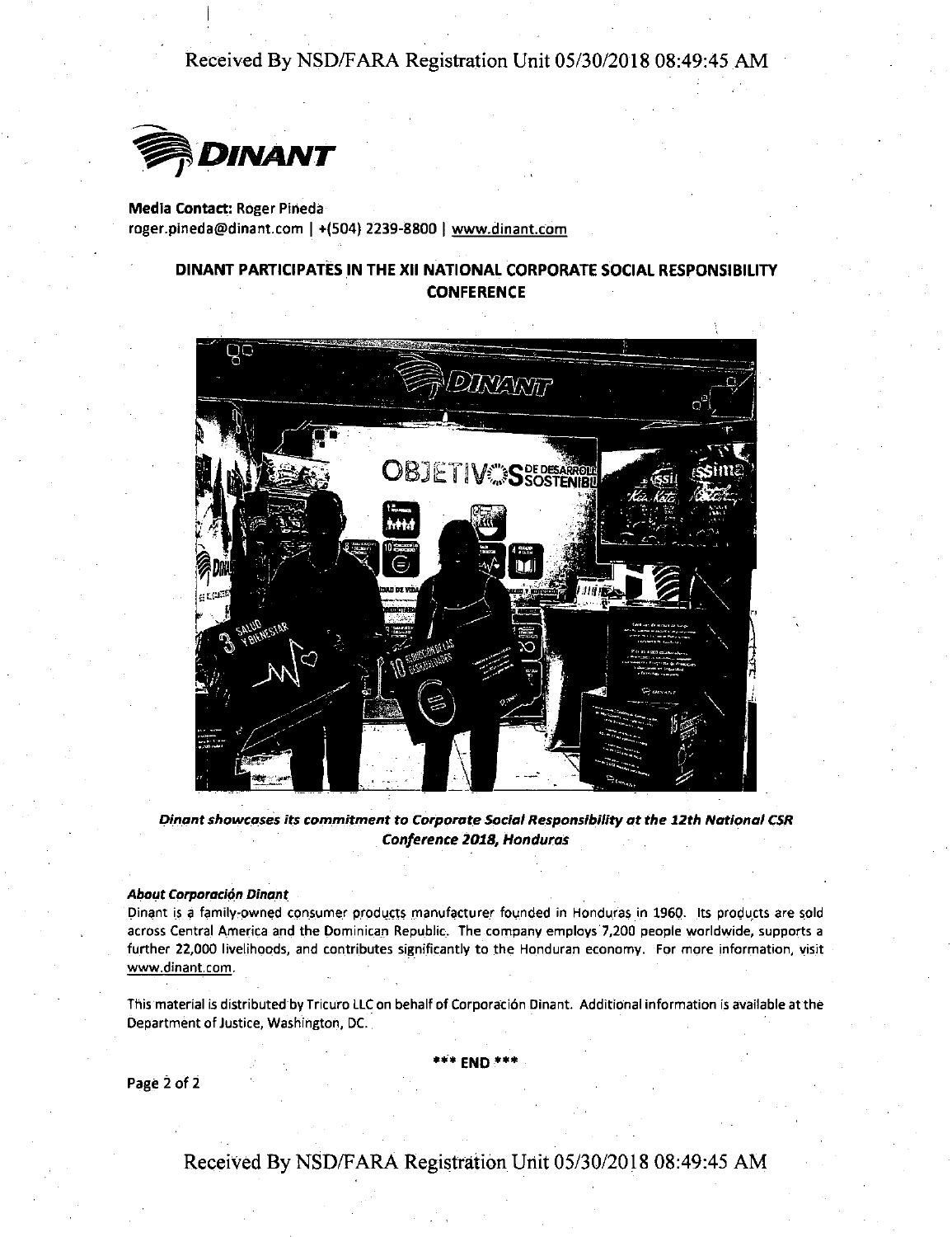**DINANT**

**Media Contact:** Roger Pineda
roger.pineda@dinant.com | +(504) 2239-8800 | www.dinant.com

## DINANT PARTICIPATES IN THE XII NATIONAL CORPORATE SOCIAL RESPONSIBILITY CONFERENCE

***Dinant showcases its commitment to Corporate Social Responsibility at the 12th National CSR Conference 2018, Honduras***

***About Corporación Dinant***

Dinant is a family-owned consumer products manufacturer founded in Honduras in 1960. Its products are sold across Central America and the Dominican Republic. The company employs 7,200 people worldwide, supports a further 22,000 livelihoods, and contributes significantly to the Honduran economy. For more information, visit www.dinant.com.

This material is distributed by Tricuro LLC on behalf of Corporación Dinant. Additional information is available at the Department of Justice, Washington, DC.

\*\*\* END \*\*\*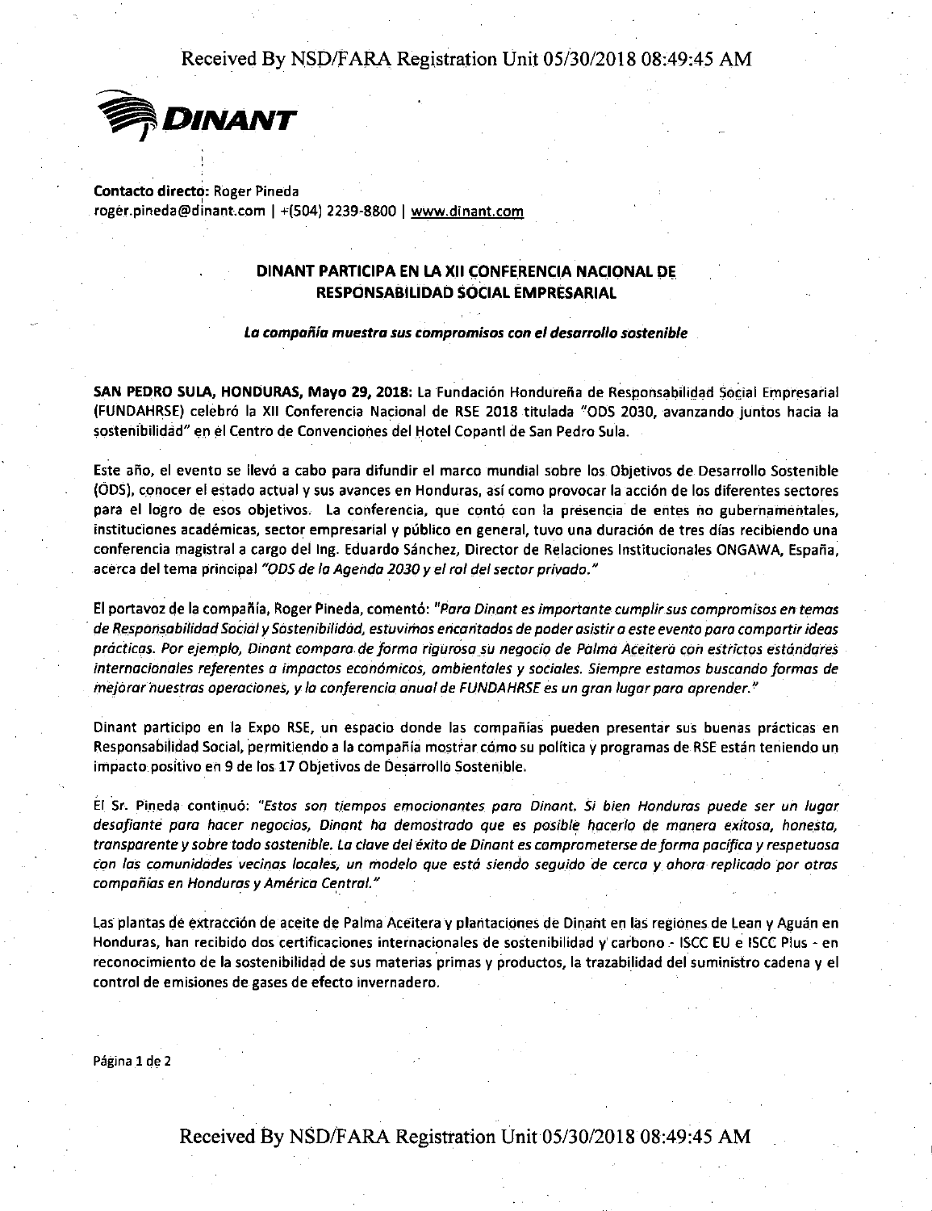**DINANT**

**Contacto directo:** Roger Pineda
roger.pineda@dinant.com | +(504) 2239-8800 | www.dinant.com

**DINANT PARTICIPA EN LA XII CONFERENCIA NACIONAL DE RESPONSABILIDAD SOCIAL EMPRESARIAL**

***La compañía muestra sus compromisos con el desarrollo sostenible***

**SAN PEDRO SULA, HONDURAS, Mayo 29, 2018:** La Fundación Hondureña de Responsabilidad Social Empresarial (FUNDAHRSE) celebró la XII Conferencia Nacional de RSE 2018 titulada "ODS 2030, avanzando juntos hacia la sostenibilidad" en el Centro de Convenciones del Hotel Copantl de San Pedro Sula.

Este año, el evento se llevó a cabo para difundir el marco mundial sobre los Objetivos de Desarrollo Sostenible (ODS), conocer el estado actual y sus avances en Honduras, así como provocar la acción de los diferentes sectores para el logro de esos objetivos. La conferencia, que contó con la presencia de entes no gubernamentales, instituciones académicas, sector empresarial y público en general, tuvo una duración de tres días recibiendo una conferencia magistral a cargo del Ing. Eduardo Sánchez, Director de Relaciones Institucionales ONGAWA, España, acerca del tema principal *"ODS de la Agenda 2030 y el rol del sector privado."*

El portavoz de la compañía, Roger Pineda, comentó: *"Para Dinant es importante cumplir sus compromisos en temas de Responsabilidad Social y Sostenibilidad, estuvimos encantados de poder asistir a este evento para compartir ideas prácticas. Por ejemplo, Dinant compara de forma rigurosa su negocio de Palma Aceitera con estrictos estándares internacionales referentes a impactos económicos, ambientales y sociales. Siempre estamos buscando formas de mejorar nuestras operaciones, y la conferencia anual de FUNDAHRSE es un gran lugar para aprender."*

Dinant participo en la Expo RSE, un espacio donde las compañías pueden presentar sus buenas prácticas en Responsabilidad Social, permitiendo a la compañía mostrar cómo su política y programas de RSE están teniendo un impacto positivo en 9 de los 17 Objetivos de Desarrollo Sostenible.

El Sr. Pineda continuó: *"Estos son tiempos emocionantes para Dinant. Si bien Honduras puede ser un lugar desafiante para hacer negocios, Dinant ha demostrado que es posible hacerlo de manera exitosa, honesta, transparente y sobre todo sostenible. La clave del éxito de Dinant es comprometerse de forma pacífica y respetuosa con las comunidades vecinas locales, un modelo que está siendo seguido de cerca y ahora replicado por otras compañías en Honduras y América Central."*

Las plantas de extracción de aceite de Palma Aceitera y plantaciones de Dinant en las regiones de Lean y Aguán en Honduras, han recibido dos certificaciones internacionales de sostenibilidad y carbono - ISCC EU e ISCC Plus - en reconocimiento de la sostenibilidad de sus materias primas y productos, la trazabilidad del suministro cadena y el control de emisiones de gases de efecto invernadero.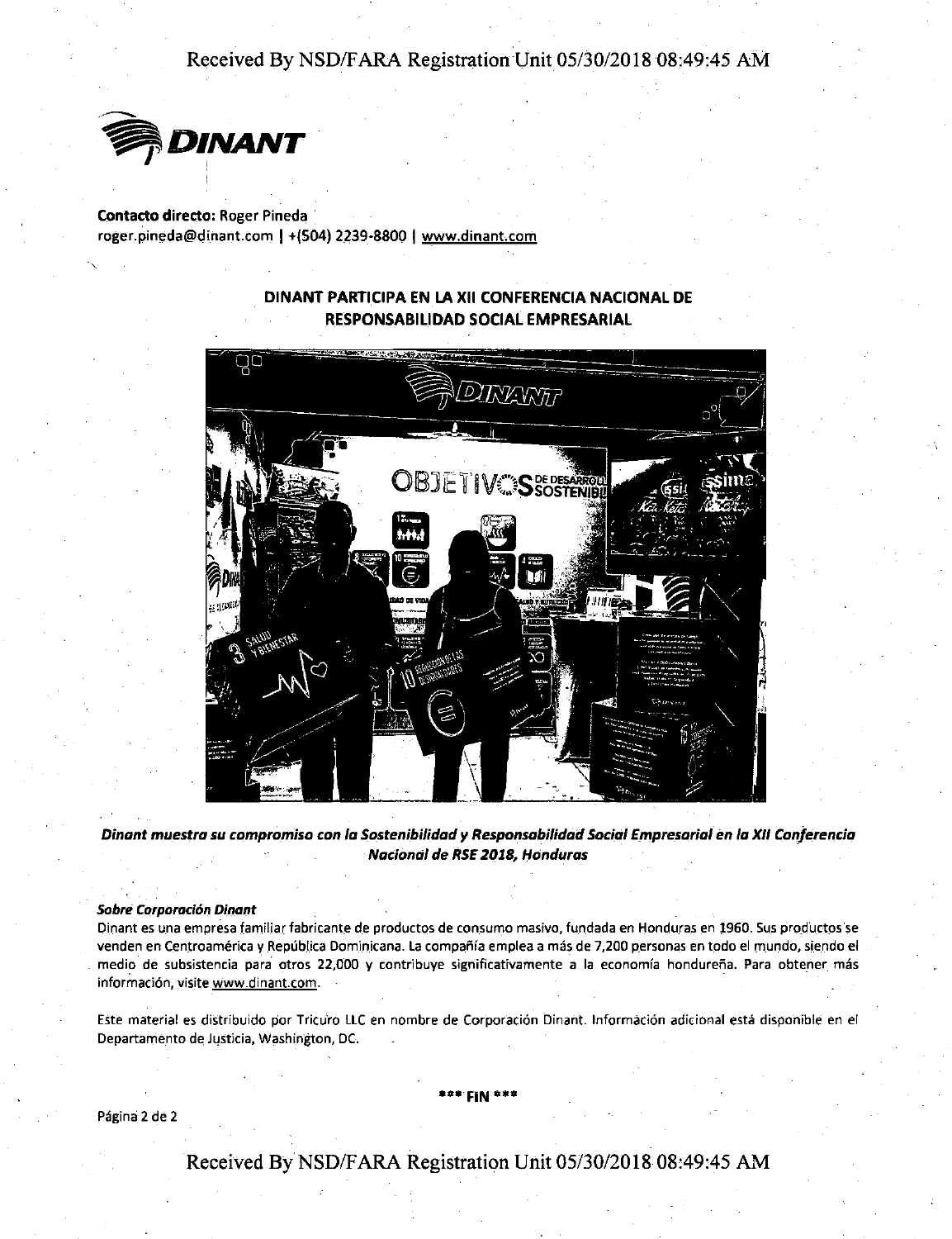**Contacto directo:** Roger Pineda
roger.pineda@dinant.com | +(504) 2239-8800 | www.dinant.com

## DINANT PARTICIPA EN LA XII CONFERENCIA NACIONAL DE RESPONSABILIDAD SOCIAL EMPRESARIAL

***Dinant muestra su compromiso con la Sostenibilidad y Responsabilidad Social Empresarial en la XII Conferencia Nacional de RSE 2018, Honduras***

***Sobre Corporación Dinant***

Dinant es una empresa familiar fabricante de productos de consumo masivo, fundada en Honduras en 1960. Sus productos se venden en Centroamérica y República Dominicana. La compañía emplea a más de 7,200 personas en todo el mundo, siendo el medio de subsistencia para otros 22,000 y contribuye significativamente a la economía hondureña. Para obtener más información, visite www.dinant.com.

Este material es distribuido por Tricuro LLC en nombre de Corporación Dinant. Información adicional está disponible en el Departamento de Justicia, Washington, DC.

\*\*\* FIN \*\*\*